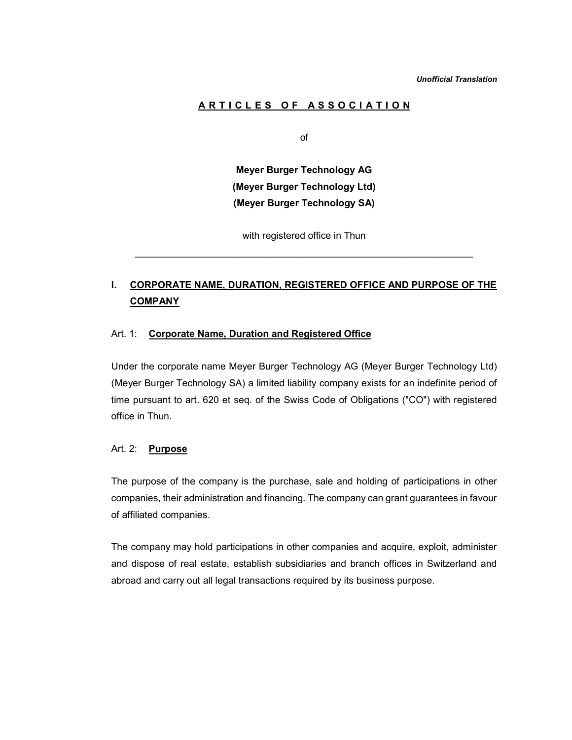*Unofficial Translation*

# A R T I C L E S O F A S S O C I A T I O N

of

**Meyer Burger Technology AG**
**(Meyer Burger Technology Ltd)**
**(Meyer Burger Technology SA)**

with registered office in Thun

---

## I. CORPORATE NAME, DURATION, REGISTERED OFFICE AND PURPOSE OF THE COMPANY

### Art. 1: Corporate Name, Duration and Registered Office

Under the corporate name Meyer Burger Technology AG (Meyer Burger Technology Ltd) (Meyer Burger Technology SA) a limited liability company exists for an indefinite period of time pursuant to art. 620 et seq. of the Swiss Code of Obligations ("CO") with registered office in Thun.

### Art. 2: Purpose

The purpose of the company is the purchase, sale and holding of participations in other companies, their administration and financing. The company can grant guarantees in favour of affiliated companies.

The company may hold participations in other companies and acquire, exploit, administer and dispose of real estate, establish subsidiaries and branch offices in Switzerland and abroad and carry out all legal transactions required by its business purpose.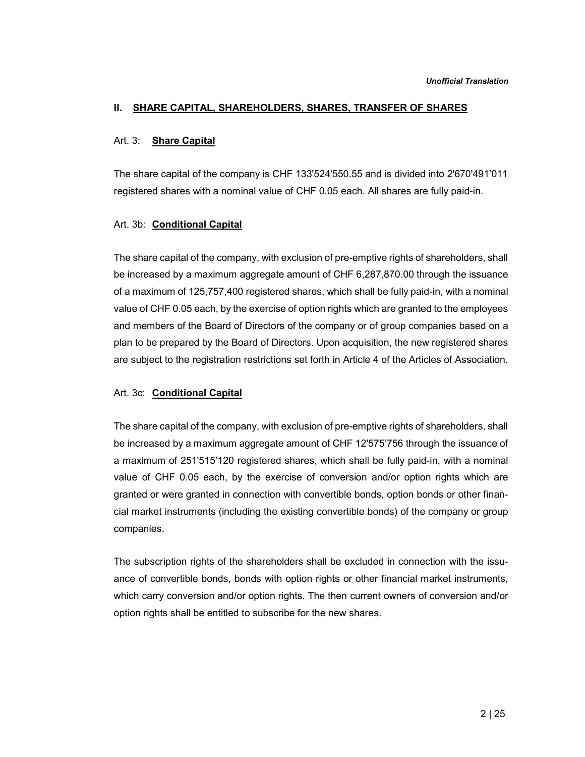*Unofficial Translation*

## II. SHARE CAPITAL, SHAREHOLDERS, SHARES, TRANSFER OF SHARES

### Art. 3: Share Capital

The share capital of the company is CHF 133'524'550.55 and is divided into 2'670'491'011 registered shares with a nominal value of CHF 0.05 each. All shares are fully paid-in.

### Art. 3b: Conditional Capital

The share capital of the company, with exclusion of pre-emptive rights of shareholders, shall be increased by a maximum aggregate amount of CHF 6,287,870.00 through the issuance of a maximum of 125,757,400 registered shares, which shall be fully paid-in, with a nominal value of CHF 0.05 each, by the exercise of option rights which are granted to the employees and members of the Board of Directors of the company or of group companies based on a plan to be prepared by the Board of Directors. Upon acquisition, the new registered shares are subject to the registration restrictions set forth in Article 4 of the Articles of Association.

### Art. 3c: Conditional Capital

The share capital of the company, with exclusion of pre-emptive rights of shareholders, shall be increased by a maximum aggregate amount of CHF 12'575'756 through the issuance of a maximum of 251'515'120 registered shares, which shall be fully paid-in, with a nominal value of CHF 0.05 each, by the exercise of conversion and/or option rights which are granted or were granted in connection with convertible bonds, option bonds or other financial market instruments (including the existing convertible bonds) of the company or group companies.

The subscription rights of the shareholders shall be excluded in connection with the issuance of convertible bonds, bonds with option rights or other financial market instruments, which carry conversion and/or option rights. The then current owners of conversion and/or option rights shall be entitled to subscribe for the new shares.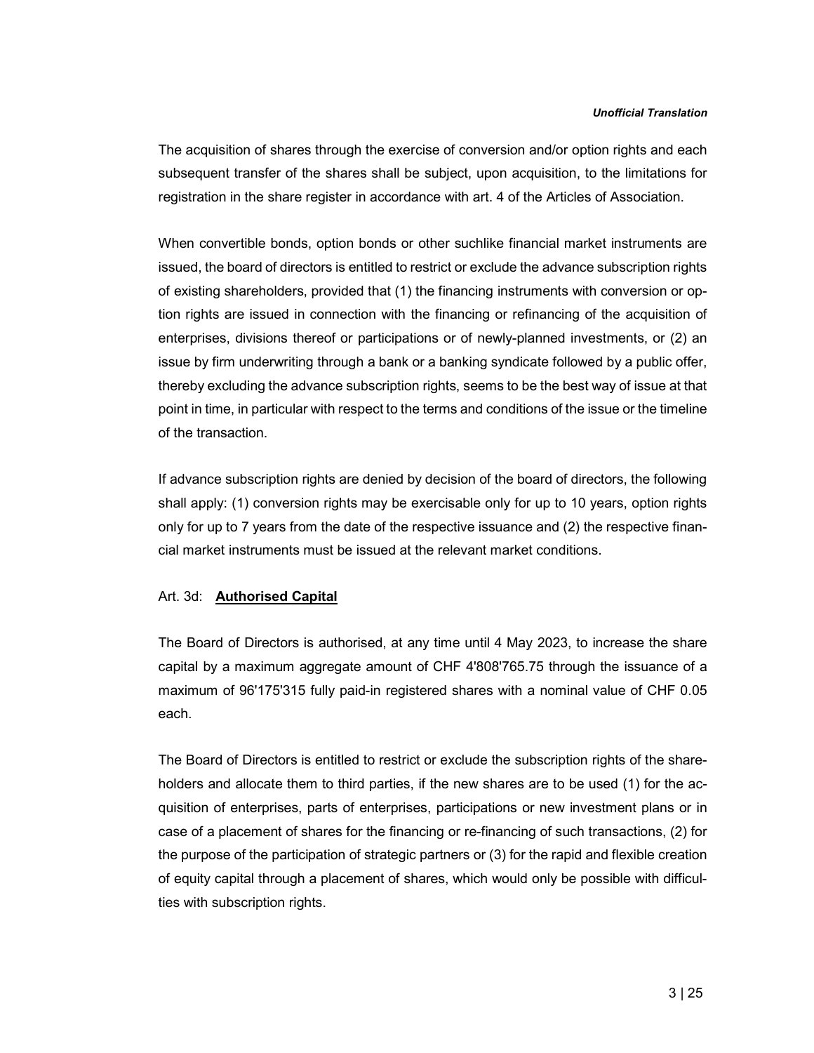The acquisition of shares through the exercise of conversion and/or option rights and each subsequent transfer of the shares shall be subject, upon acquisition, to the limitations for registration in the share register in accordance with art. 4 of the Articles of Association.

When convertible bonds, option bonds or other suchlike financial market instruments are issued, the board of directors is entitled to restrict or exclude the advance subscription rights of existing shareholders, provided that (1) the financing instruments with conversion or option rights are issued in connection with the financing or refinancing of the acquisition of enterprises, divisions thereof or participations or of newly-planned investments, or (2) an issue by firm underwriting through a bank or a banking syndicate followed by a public offer, thereby excluding the advance subscription rights, seems to be the best way of issue at that point in time, in particular with respect to the terms and conditions of the issue or the timeline of the transaction.

If advance subscription rights are denied by decision of the board of directors, the following shall apply: (1) conversion rights may be exercisable only for up to 10 years, option rights only for up to 7 years from the date of the respective issuance and (2) the respective financial market instruments must be issued at the relevant market conditions.

## Art. 3d: **Authorised Capital**

The Board of Directors is authorised, at any time until 4 May 2023, to increase the share capital by a maximum aggregate amount of CHF 4'808'765.75 through the issuance of a maximum of 96'175'315 fully paid-in registered shares with a nominal value of CHF 0.05 each.

The Board of Directors is entitled to restrict or exclude the subscription rights of the shareholders and allocate them to third parties, if the new shares are to be used (1) for the acquisition of enterprises, parts of enterprises, participations or new investment plans or in case of a placement of shares for the financing or re-financing of such transactions, (2) for the purpose of the participation of strategic partners or (3) for the rapid and flexible creation of equity capital through a placement of shares, which would only be possible with difficulties with subscription rights.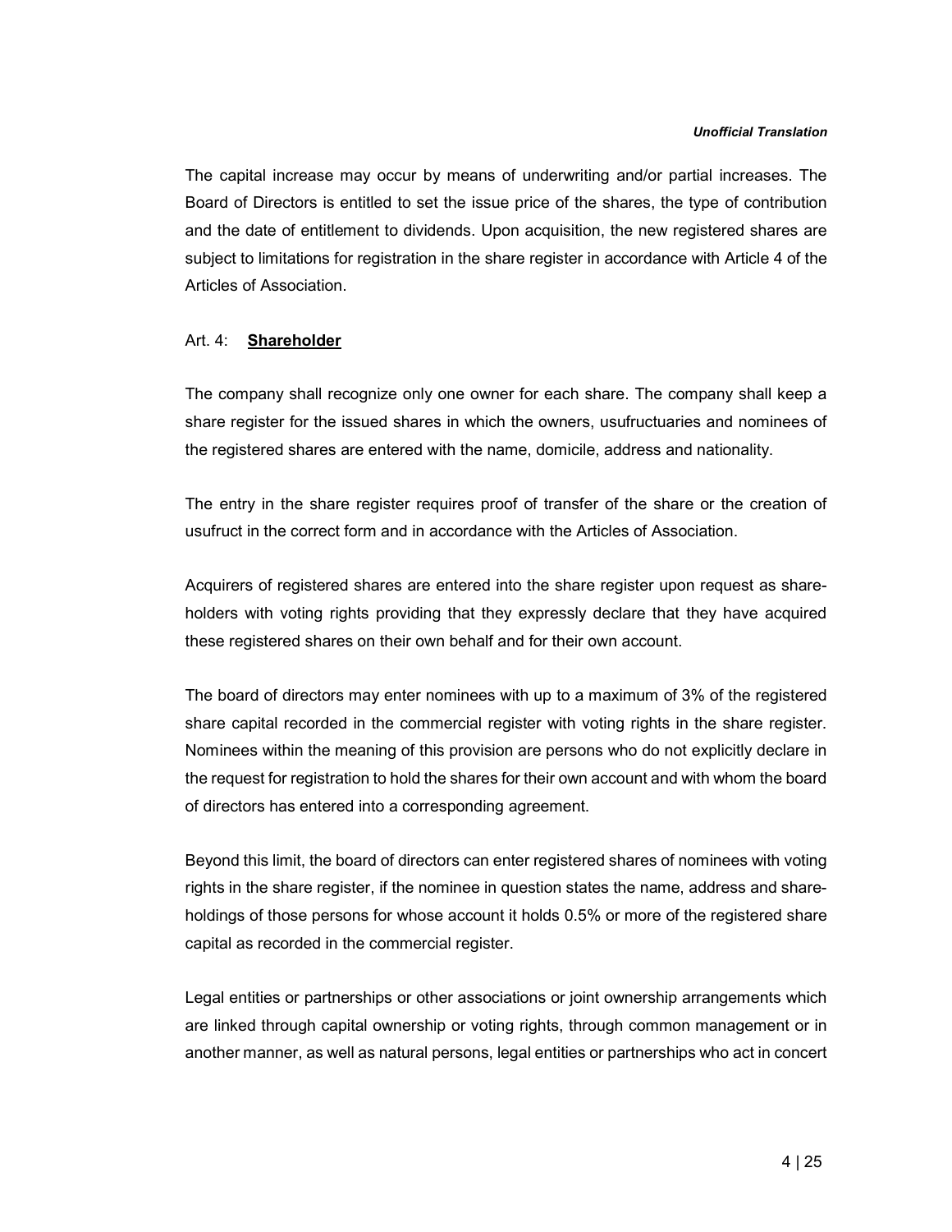The capital increase may occur by means of underwriting and/or partial increases. The Board of Directors is entitled to set the issue price of the shares, the type of contribution and the date of entitlement to dividends. Upon acquisition, the new registered shares are subject to limitations for registration in the share register in accordance with Article 4 of the Articles of Association.

Art. 4: **Shareholder**

The company shall recognize only one owner for each share. The company shall keep a share register for the issued shares in which the owners, usufructuaries and nominees of the registered shares are entered with the name, domicile, address and nationality.

The entry in the share register requires proof of transfer of the share or the creation of usufruct in the correct form and in accordance with the Articles of Association.

Acquirers of registered shares are entered into the share register upon request as shareholders with voting rights providing that they expressly declare that they have acquired these registered shares on their own behalf and for their own account.

The board of directors may enter nominees with up to a maximum of 3% of the registered share capital recorded in the commercial register with voting rights in the share register. Nominees within the meaning of this provision are persons who do not explicitly declare in the request for registration to hold the shares for their own account and with whom the board of directors has entered into a corresponding agreement.

Beyond this limit, the board of directors can enter registered shares of nominees with voting rights in the share register, if the nominee in question states the name, address and shareholdings of those persons for whose account it holds 0.5% or more of the registered share capital as recorded in the commercial register.

Legal entities or partnerships or other associations or joint ownership arrangements which are linked through capital ownership or voting rights, through common management or in another manner, as well as natural persons, legal entities or partnerships who act in concert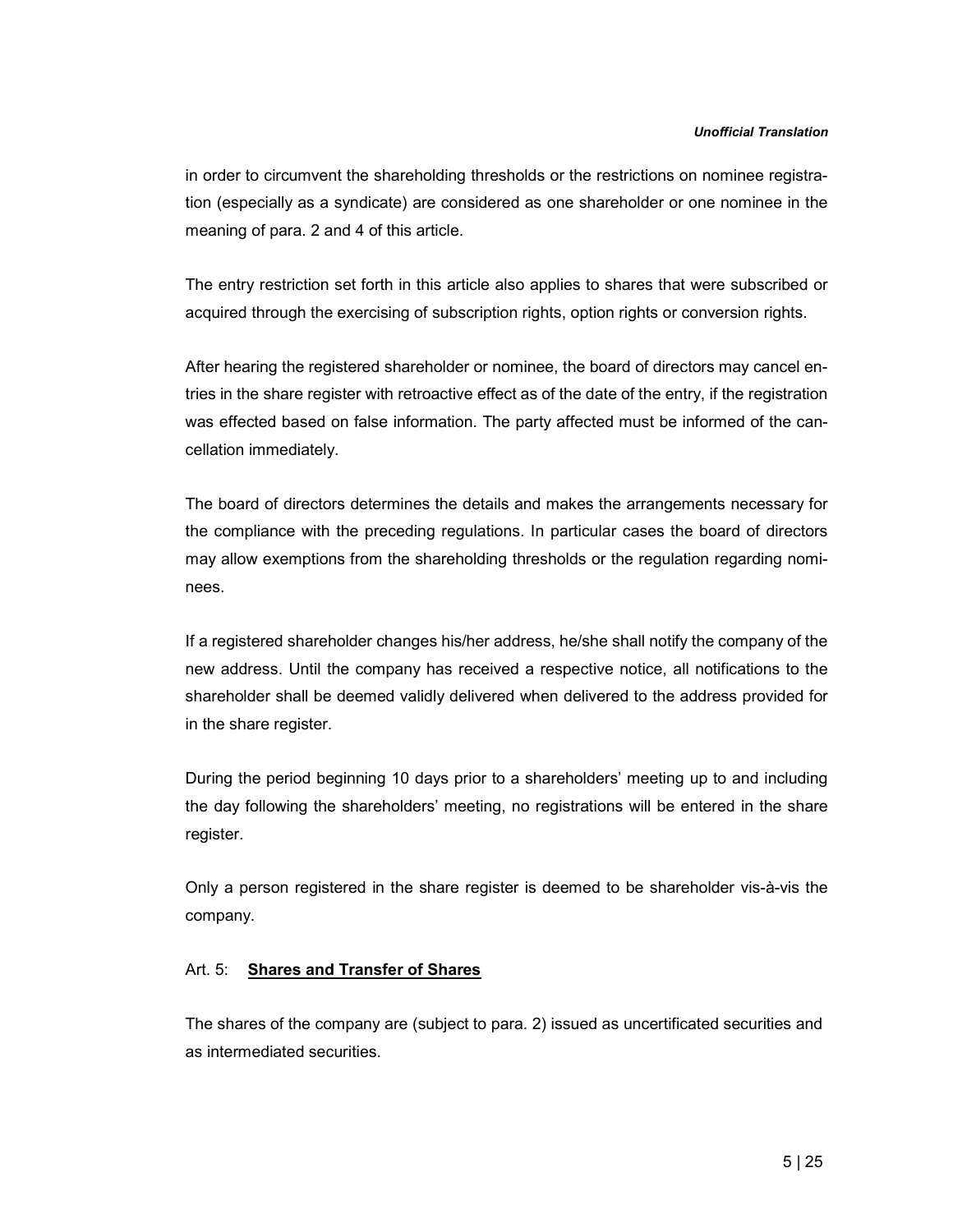in order to circumvent the shareholding thresholds or the restrictions on nominee registration (especially as a syndicate) are considered as one shareholder or one nominee in the meaning of para. 2 and 4 of this article.

The entry restriction set forth in this article also applies to shares that were subscribed or acquired through the exercising of subscription rights, option rights or conversion rights.

After hearing the registered shareholder or nominee, the board of directors may cancel entries in the share register with retroactive effect as of the date of the entry, if the registration was effected based on false information. The party affected must be informed of the cancellation immediately.

The board of directors determines the details and makes the arrangements necessary for the compliance with the preceding regulations. In particular cases the board of directors may allow exemptions from the shareholding thresholds or the regulation regarding nominees.

If a registered shareholder changes his/her address, he/she shall notify the company of the new address. Until the company has received a respective notice, all notifications to the shareholder shall be deemed validly delivered when delivered to the address provided for in the share register.

During the period beginning 10 days prior to a shareholders' meeting up to and including the day following the shareholders' meeting, no registrations will be entered in the share register.

Only a person registered in the share register is deemed to be shareholder vis-à-vis the company.

## Art. 5: **Shares and Transfer of Shares**

The shares of the company are (subject to para. 2) issued as uncertificated securities and as intermediated securities.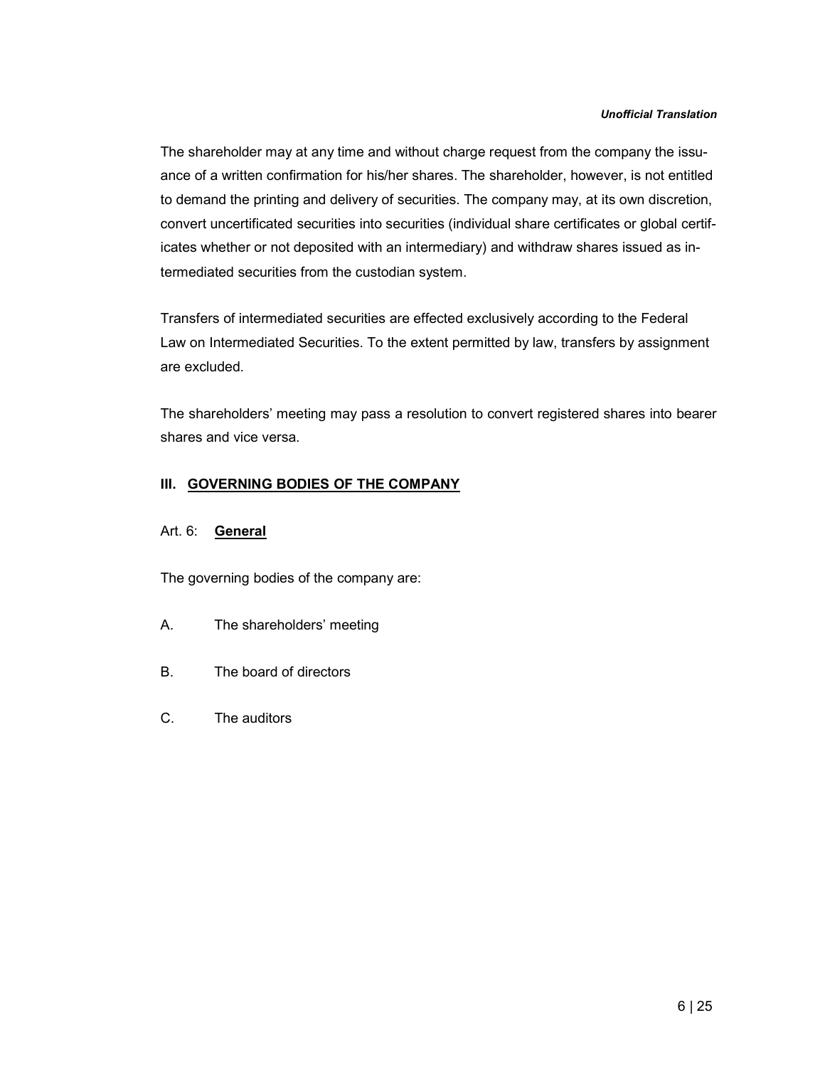The shareholder may at any time and without charge request from the company the issuance of a written confirmation for his/her shares. The shareholder, however, is not entitled to demand the printing and delivery of securities. The company may, at its own discretion, convert uncertificated securities into securities (individual share certificates or global certificates whether or not deposited with an intermediary) and withdraw shares issued as intermediated securities from the custodian system.

Transfers of intermediated securities are effected exclusively according to the Federal Law on Intermediated Securities. To the extent permitted by law, transfers by assignment are excluded.

The shareholders' meeting may pass a resolution to convert registered shares into bearer shares and vice versa.

## III. GOVERNING BODIES OF THE COMPANY

### Art. 6: **General**

The governing bodies of the company are:

A. The shareholders' meeting

B. The board of directors

C. The auditors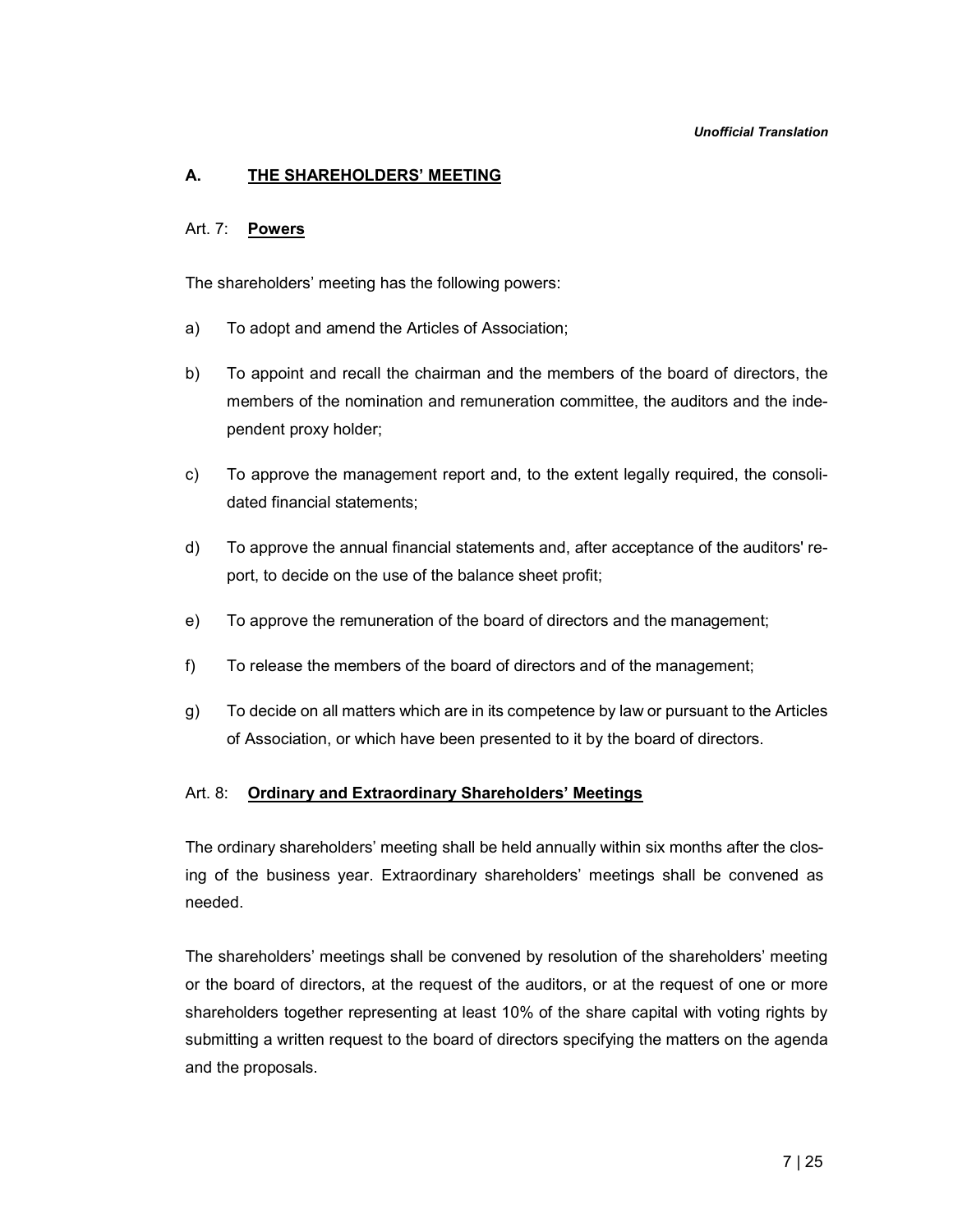*Unofficial Translation*

## A. THE SHAREHOLDERS' MEETING

### Art. 7: Powers

The shareholders' meeting has the following powers:

a) To adopt and amend the Articles of Association;

b) To appoint and recall the chairman and the members of the board of directors, the members of the nomination and remuneration committee, the auditors and the independent proxy holder;

c) To approve the management report and, to the extent legally required, the consolidated financial statements;

d) To approve the annual financial statements and, after acceptance of the auditors' report, to decide on the use of the balance sheet profit;

e) To approve the remuneration of the board of directors and the management;

f) To release the members of the board of directors and of the management;

g) To decide on all matters which are in its competence by law or pursuant to the Articles of Association, or which have been presented to it by the board of directors.

### Art. 8: Ordinary and Extraordinary Shareholders' Meetings

The ordinary shareholders' meeting shall be held annually within six months after the closing of the business year. Extraordinary shareholders' meetings shall be convened as needed.

The shareholders' meetings shall be convened by resolution of the shareholders' meeting or the board of directors, at the request of the auditors, or at the request of one or more shareholders together representing at least 10% of the share capital with voting rights by submitting a written request to the board of directors specifying the matters on the agenda and the proposals.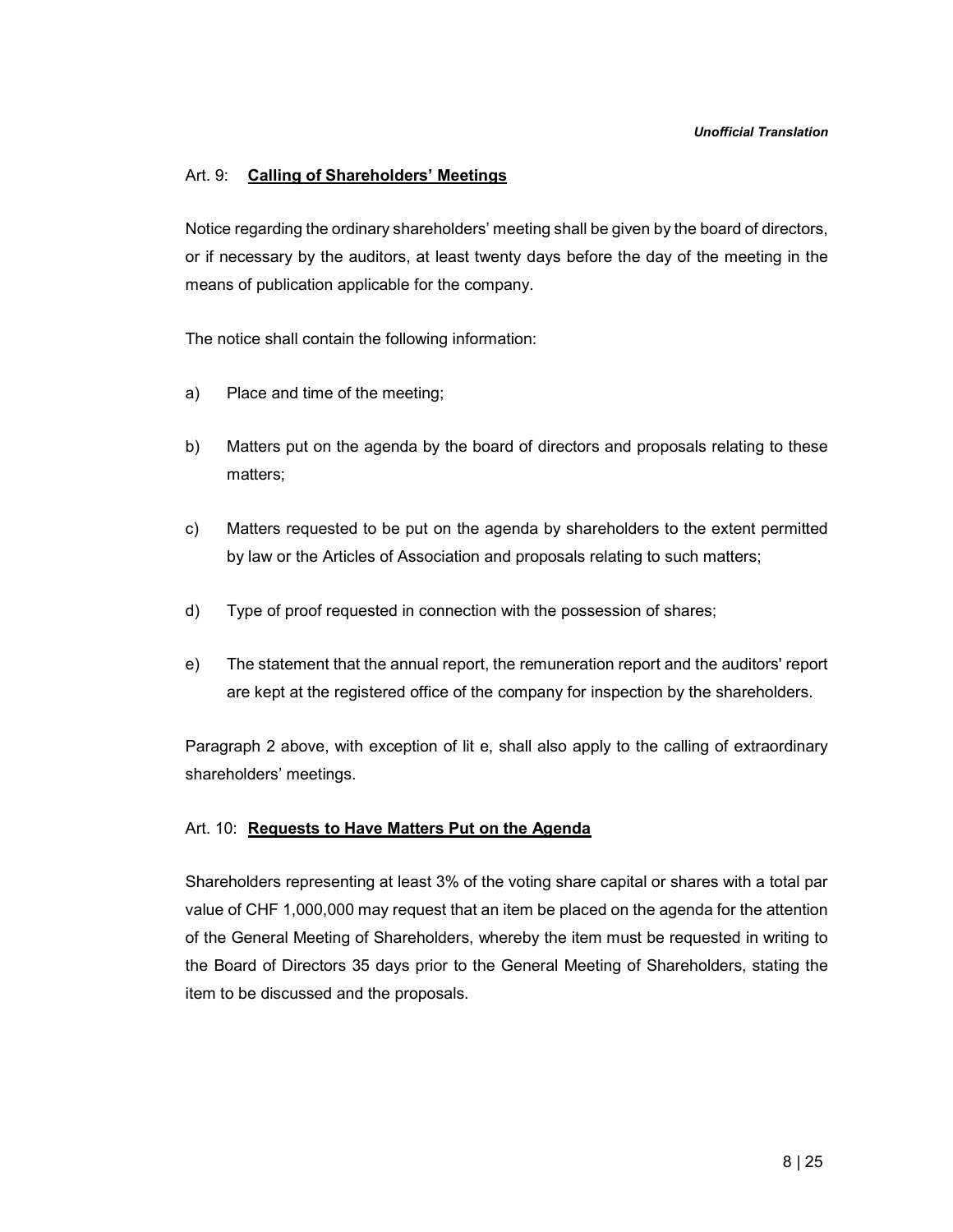## Art. 9: **Calling of Shareholders' Meetings**

Notice regarding the ordinary shareholders' meeting shall be given by the board of directors, or if necessary by the auditors, at least twenty days before the day of the meeting in the means of publication applicable for the company.

The notice shall contain the following information:

a) Place and time of the meeting;

b) Matters put on the agenda by the board of directors and proposals relating to these matters;

c) Matters requested to be put on the agenda by shareholders to the extent permitted by law or the Articles of Association and proposals relating to such matters;

d) Type of proof requested in connection with the possession of shares;

e) The statement that the annual report, the remuneration report and the auditors' report are kept at the registered office of the company for inspection by the shareholders.

Paragraph 2 above, with exception of lit e, shall also apply to the calling of extraordinary shareholders' meetings.

## Art. 10: **Requests to Have Matters Put on the Agenda**

Shareholders representing at least 3% of the voting share capital or shares with a total par value of CHF 1,000,000 may request that an item be placed on the agenda for the attention of the General Meeting of Shareholders, whereby the item must be requested in writing to the Board of Directors 35 days prior to the General Meeting of Shareholders, stating the item to be discussed and the proposals.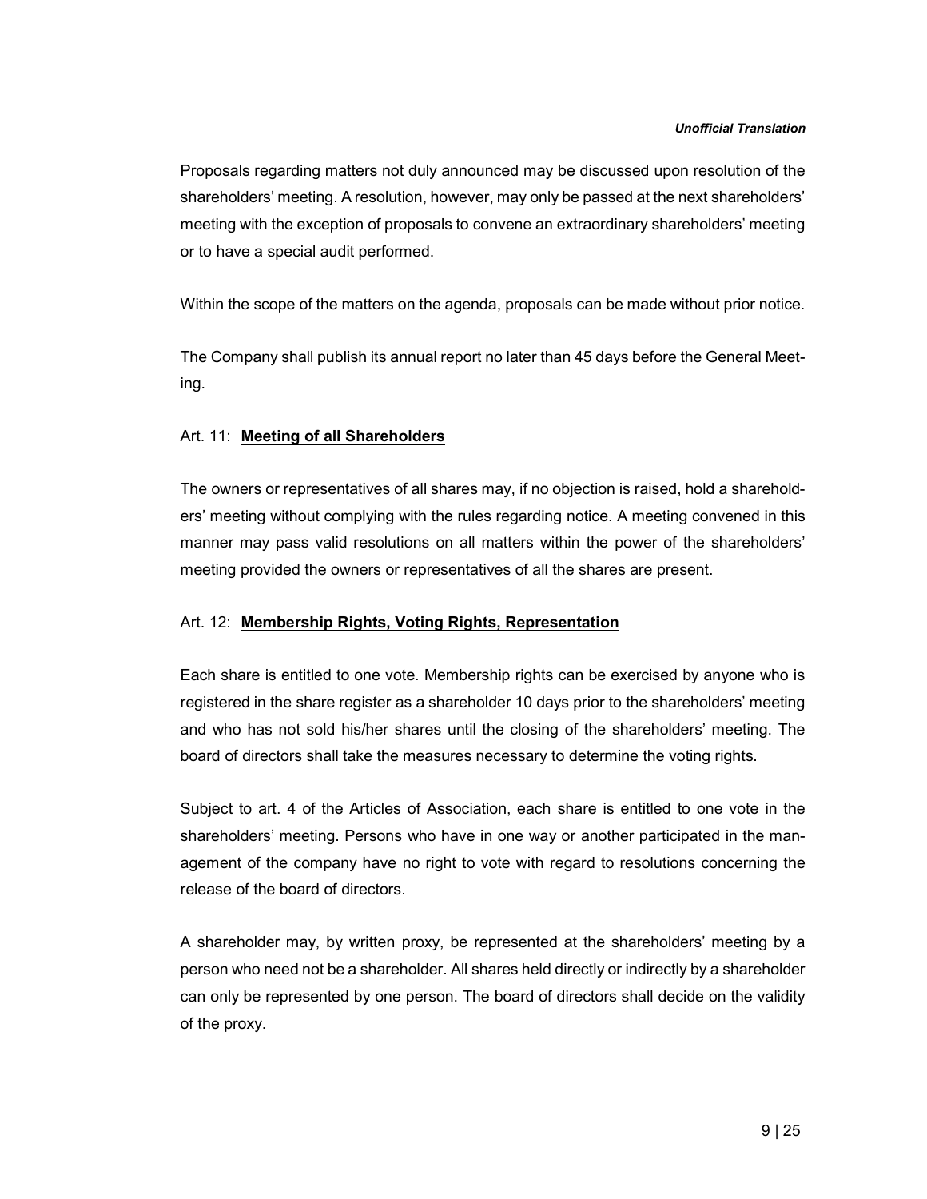Proposals regarding matters not duly announced may be discussed upon resolution of the shareholders' meeting. A resolution, however, may only be passed at the next shareholders' meeting with the exception of proposals to convene an extraordinary shareholders' meeting or to have a special audit performed.

Within the scope of the matters on the agenda, proposals can be made without prior notice.

The Company shall publish its annual report no later than 45 days before the General Meeting.

## Art. 11: **Meeting of all Shareholders**

The owners or representatives of all shares may, if no objection is raised, hold a shareholders' meeting without complying with the rules regarding notice. A meeting convened in this manner may pass valid resolutions on all matters within the power of the shareholders' meeting provided the owners or representatives of all the shares are present.

## Art. 12: **Membership Rights, Voting Rights, Representation**

Each share is entitled to one vote. Membership rights can be exercised by anyone who is registered in the share register as a shareholder 10 days prior to the shareholders' meeting and who has not sold his/her shares until the closing of the shareholders' meeting. The board of directors shall take the measures necessary to determine the voting rights.

Subject to art. 4 of the Articles of Association, each share is entitled to one vote in the shareholders' meeting. Persons who have in one way or another participated in the management of the company have no right to vote with regard to resolutions concerning the release of the board of directors.

A shareholder may, by written proxy, be represented at the shareholders' meeting by a person who need not be a shareholder. All shares held directly or indirectly by a shareholder can only be represented by one person. The board of directors shall decide on the validity of the proxy.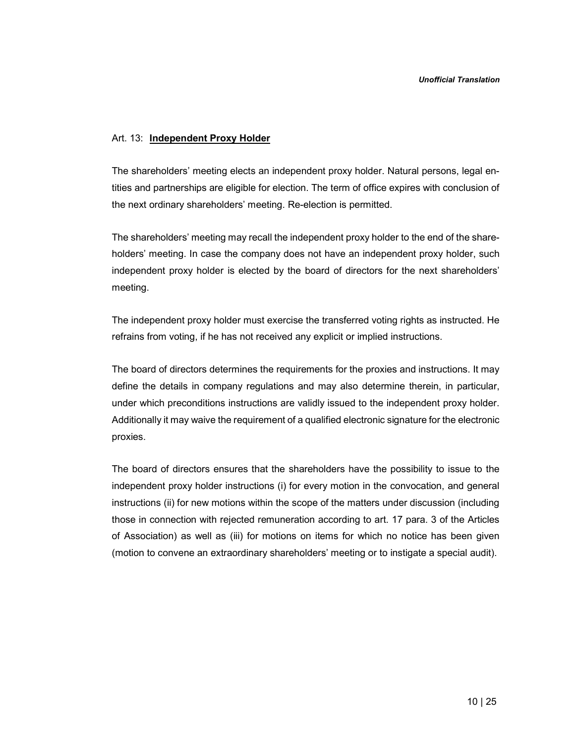## Art. 13: **Independent Proxy Holder**

The shareholders' meeting elects an independent proxy holder. Natural persons, legal entities and partnerships are eligible for election. The term of office expires with conclusion of the next ordinary shareholders' meeting. Re-election is permitted.

The shareholders' meeting may recall the independent proxy holder to the end of the shareholders' meeting. In case the company does not have an independent proxy holder, such independent proxy holder is elected by the board of directors for the next shareholders' meeting.

The independent proxy holder must exercise the transferred voting rights as instructed. He refrains from voting, if he has not received any explicit or implied instructions.

The board of directors determines the requirements for the proxies and instructions. It may define the details in company regulations and may also determine therein, in particular, under which preconditions instructions are validly issued to the independent proxy holder. Additionally it may waive the requirement of a qualified electronic signature for the electronic proxies.

The board of directors ensures that the shareholders have the possibility to issue to the independent proxy holder instructions (i) for every motion in the convocation, and general instructions (ii) for new motions within the scope of the matters under discussion (including those in connection with rejected remuneration according to art. 17 para. 3 of the Articles of Association) as well as (iii) for motions on items for which no notice has been given (motion to convene an extraordinary shareholders' meeting or to instigate a special audit).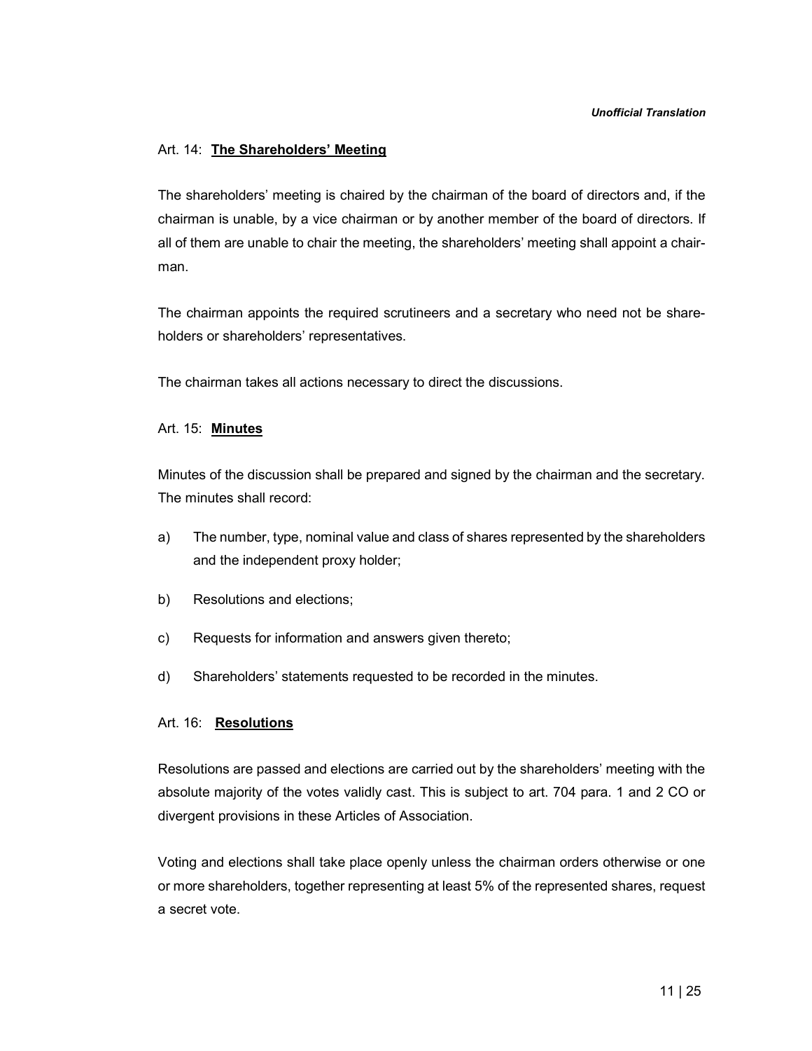### Art. 14: **The Shareholders' Meeting**

The shareholders' meeting is chaired by the chairman of the board of directors and, if the chairman is unable, by a vice chairman or by another member of the board of directors. If all of them are unable to chair the meeting, the shareholders' meeting shall appoint a chairman.

The chairman appoints the required scrutineers and a secretary who need not be shareholders or shareholders' representatives.

The chairman takes all actions necessary to direct the discussions.

### Art. 15: **Minutes**

Minutes of the discussion shall be prepared and signed by the chairman and the secretary. The minutes shall record:

a) The number, type, nominal value and class of shares represented by the shareholders and the independent proxy holder;

b) Resolutions and elections;

c) Requests for information and answers given thereto;

d) Shareholders' statements requested to be recorded in the minutes.

### Art. 16: **Resolutions**

Resolutions are passed and elections are carried out by the shareholders' meeting with the absolute majority of the votes validly cast. This is subject to art. 704 para. 1 and 2 CO or divergent provisions in these Articles of Association.

Voting and elections shall take place openly unless the chairman orders otherwise or one or more shareholders, together representing at least 5% of the represented shares, request a secret vote.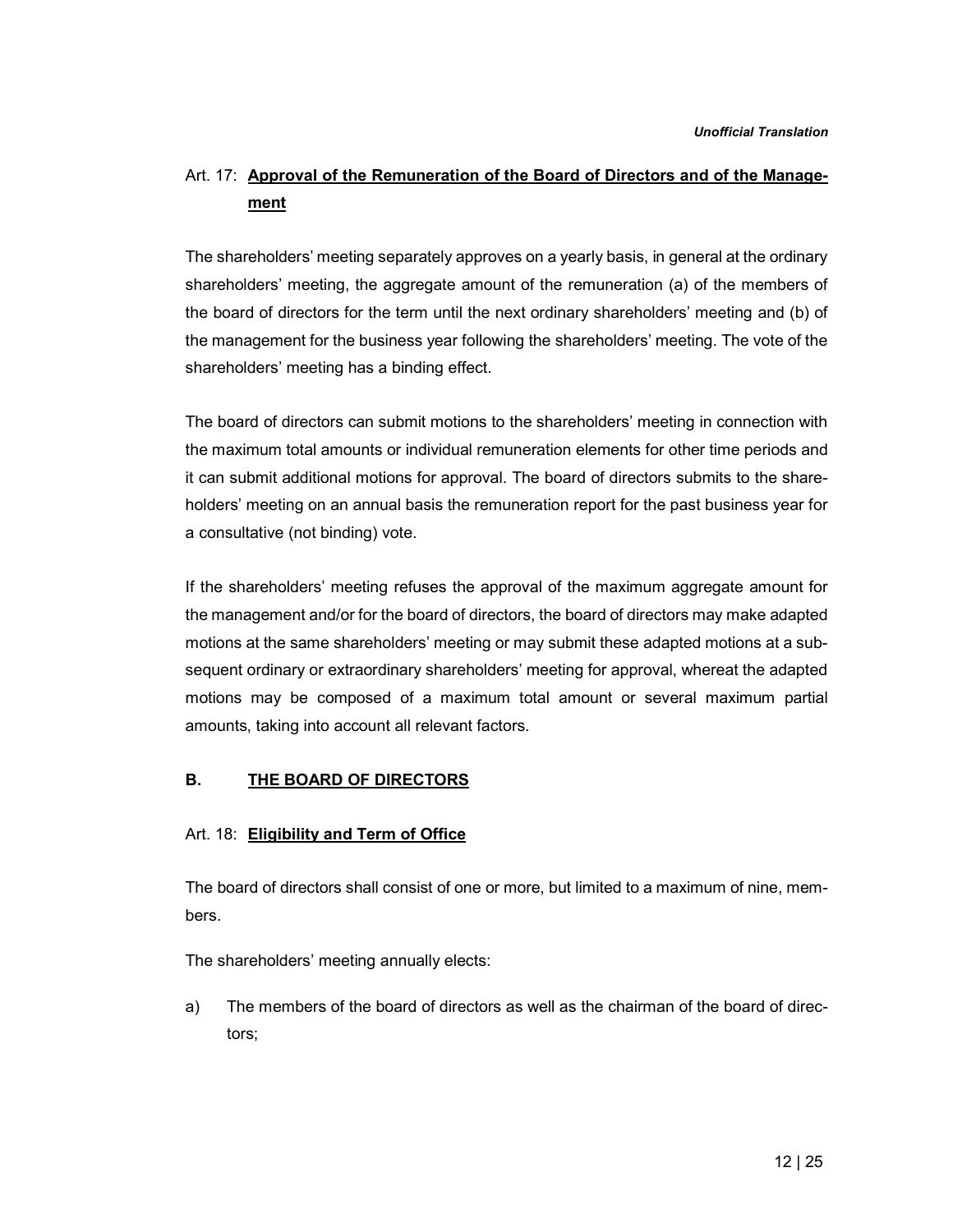## Art. 17: **Approval of the Remuneration of the Board of Directors and of the Management**

The shareholders' meeting separately approves on a yearly basis, in general at the ordinary shareholders' meeting, the aggregate amount of the remuneration (a) of the members of the board of directors for the term until the next ordinary shareholders' meeting and (b) of the management for the business year following the shareholders' meeting. The vote of the shareholders' meeting has a binding effect.

The board of directors can submit motions to the shareholders' meeting in connection with the maximum total amounts or individual remuneration elements for other time periods and it can submit additional motions for approval. The board of directors submits to the shareholders' meeting on an annual basis the remuneration report for the past business year for a consultative (not binding) vote.

If the shareholders' meeting refuses the approval of the maximum aggregate amount for the management and/or for the board of directors, the board of directors may make adapted motions at the same shareholders' meeting or may submit these adapted motions at a subsequent ordinary or extraordinary shareholders' meeting for approval, whereat the adapted motions may be composed of a maximum total amount or several maximum partial amounts, taking into account all relevant factors.

# B. THE BOARD OF DIRECTORS

## Art. 18: **Eligibility and Term of Office**

The board of directors shall consist of one or more, but limited to a maximum of nine, members.

The shareholders' meeting annually elects:

a) The members of the board of directors as well as the chairman of the board of directors;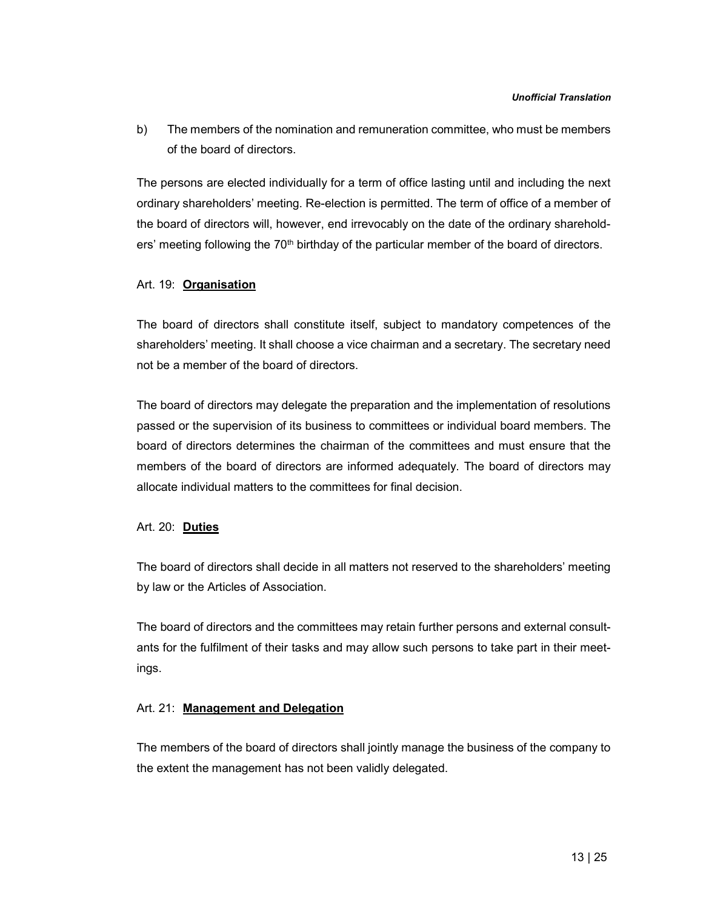b) The members of the nomination and remuneration committee, who must be members of the board of directors.

The persons are elected individually for a term of office lasting until and including the next ordinary shareholders' meeting. Re-election is permitted. The term of office of a member of the board of directors will, however, end irrevocably on the date of the ordinary shareholders' meeting following the 70th birthday of the particular member of the board of directors.

### Art. 19: **Organisation**

The board of directors shall constitute itself, subject to mandatory competences of the shareholders' meeting. It shall choose a vice chairman and a secretary. The secretary need not be a member of the board of directors.

The board of directors may delegate the preparation and the implementation of resolutions passed or the supervision of its business to committees or individual board members. The board of directors determines the chairman of the committees and must ensure that the members of the board of directors are informed adequately. The board of directors may allocate individual matters to the committees for final decision.

### Art. 20: **Duties**

The board of directors shall decide in all matters not reserved to the shareholders' meeting by law or the Articles of Association.

The board of directors and the committees may retain further persons and external consultants for the fulfilment of their tasks and may allow such persons to take part in their meetings.

### Art. 21: **Management and Delegation**

The members of the board of directors shall jointly manage the business of the company to the extent the management has not been validly delegated.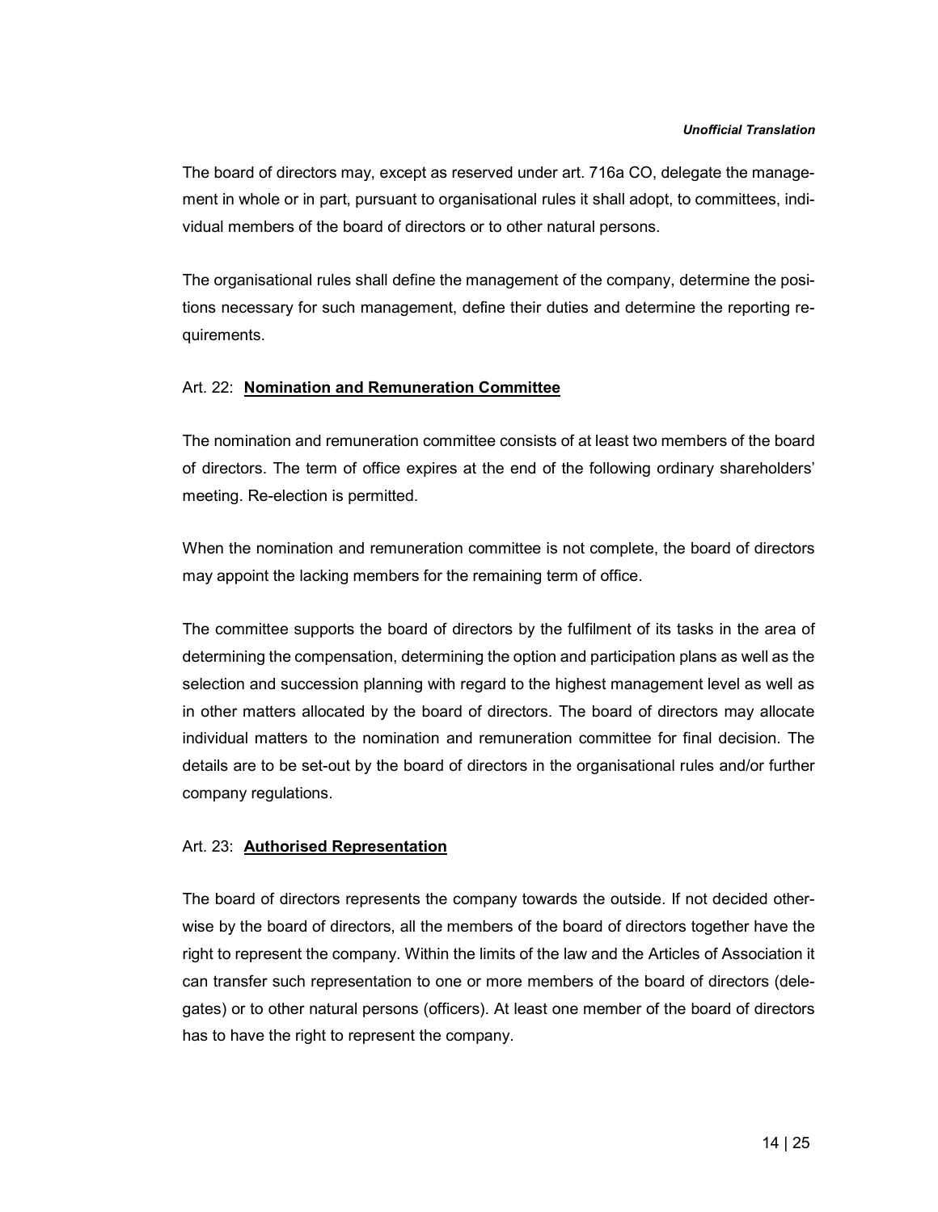The board of directors may, except as reserved under art. 716a CO, delegate the management in whole or in part, pursuant to organisational rules it shall adopt, to committees, individual members of the board of directors or to other natural persons.

The organisational rules shall define the management of the company, determine the positions necessary for such management, define their duties and determine the reporting requirements.

### Art. 22: **Nomination and Remuneration Committee**

The nomination and remuneration committee consists of at least two members of the board of directors. The term of office expires at the end of the following ordinary shareholders' meeting. Re-election is permitted.

When the nomination and remuneration committee is not complete, the board of directors may appoint the lacking members for the remaining term of office.

The committee supports the board of directors by the fulfilment of its tasks in the area of determining the compensation, determining the option and participation plans as well as the selection and succession planning with regard to the highest management level as well as in other matters allocated by the board of directors. The board of directors may allocate individual matters to the nomination and remuneration committee for final decision. The details are to be set-out by the board of directors in the organisational rules and/or further company regulations.

### Art. 23: **Authorised Representation**

The board of directors represents the company towards the outside. If not decided otherwise by the board of directors, all the members of the board of directors together have the right to represent the company. Within the limits of the law and the Articles of Association it can transfer such representation to one or more members of the board of directors (delegates) or to other natural persons (officers). At least one member of the board of directors has to have the right to represent the company.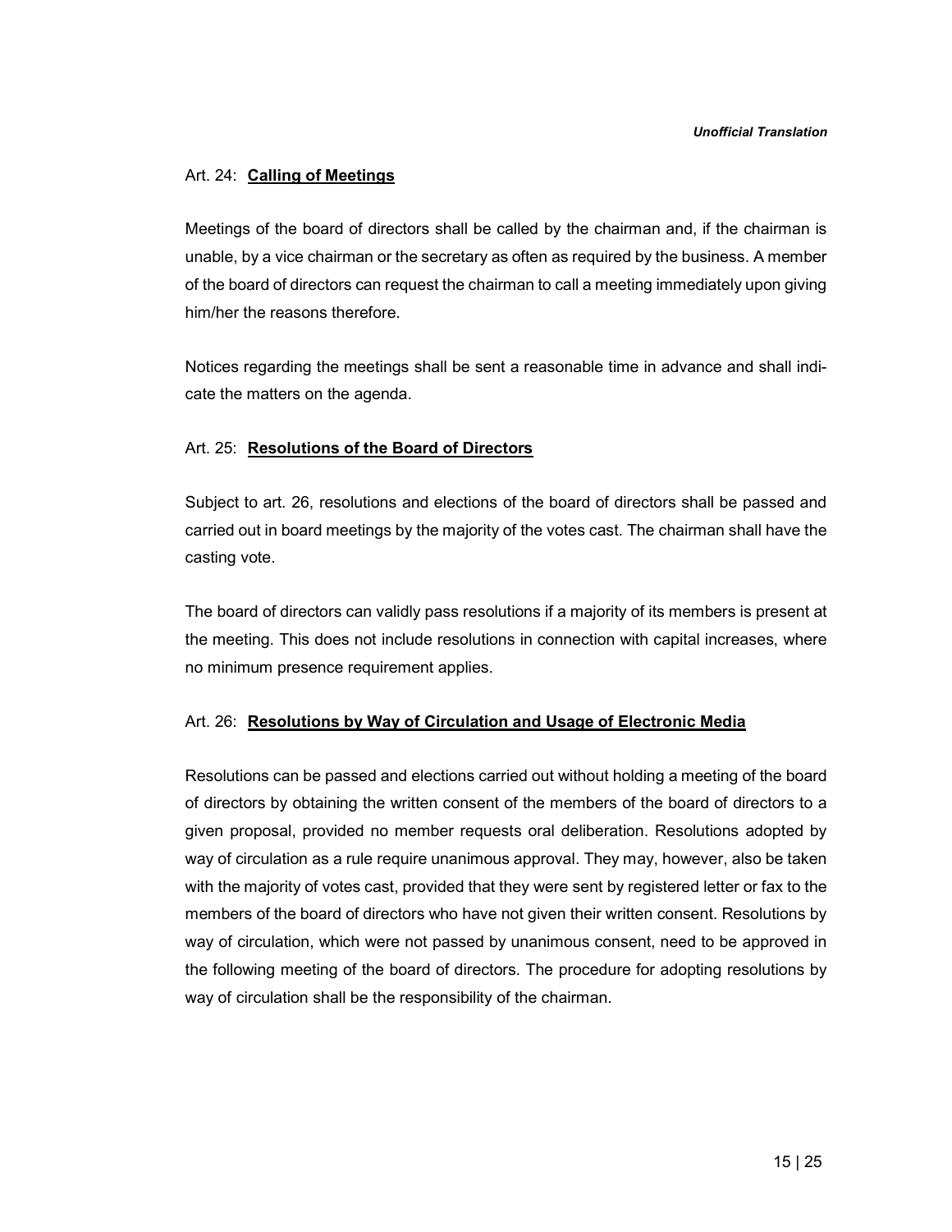Art. 24: **Calling of Meetings**

Meetings of the board of directors shall be called by the chairman and, if the chairman is unable, by a vice chairman or the secretary as often as required by the business. A member of the board of directors can request the chairman to call a meeting immediately upon giving him/her the reasons therefore.

Notices regarding the meetings shall be sent a reasonable time in advance and shall indicate the matters on the agenda.

Art. 25: **Resolutions of the Board of Directors**

Subject to art. 26, resolutions and elections of the board of directors shall be passed and carried out in board meetings by the majority of the votes cast. The chairman shall have the casting vote.

The board of directors can validly pass resolutions if a majority of its members is present at the meeting. This does not include resolutions in connection with capital increases, where no minimum presence requirement applies.

Art. 26: **Resolutions by Way of Circulation and Usage of Electronic Media**

Resolutions can be passed and elections carried out without holding a meeting of the board of directors by obtaining the written consent of the members of the board of directors to a given proposal, provided no member requests oral deliberation. Resolutions adopted by way of circulation as a rule require unanimous approval. They may, however, also be taken with the majority of votes cast, provided that they were sent by registered letter or fax to the members of the board of directors who have not given their written consent. Resolutions by way of circulation, which were not passed by unanimous consent, need to be approved in the following meeting of the board of directors. The procedure for adopting resolutions by way of circulation shall be the responsibility of the chairman.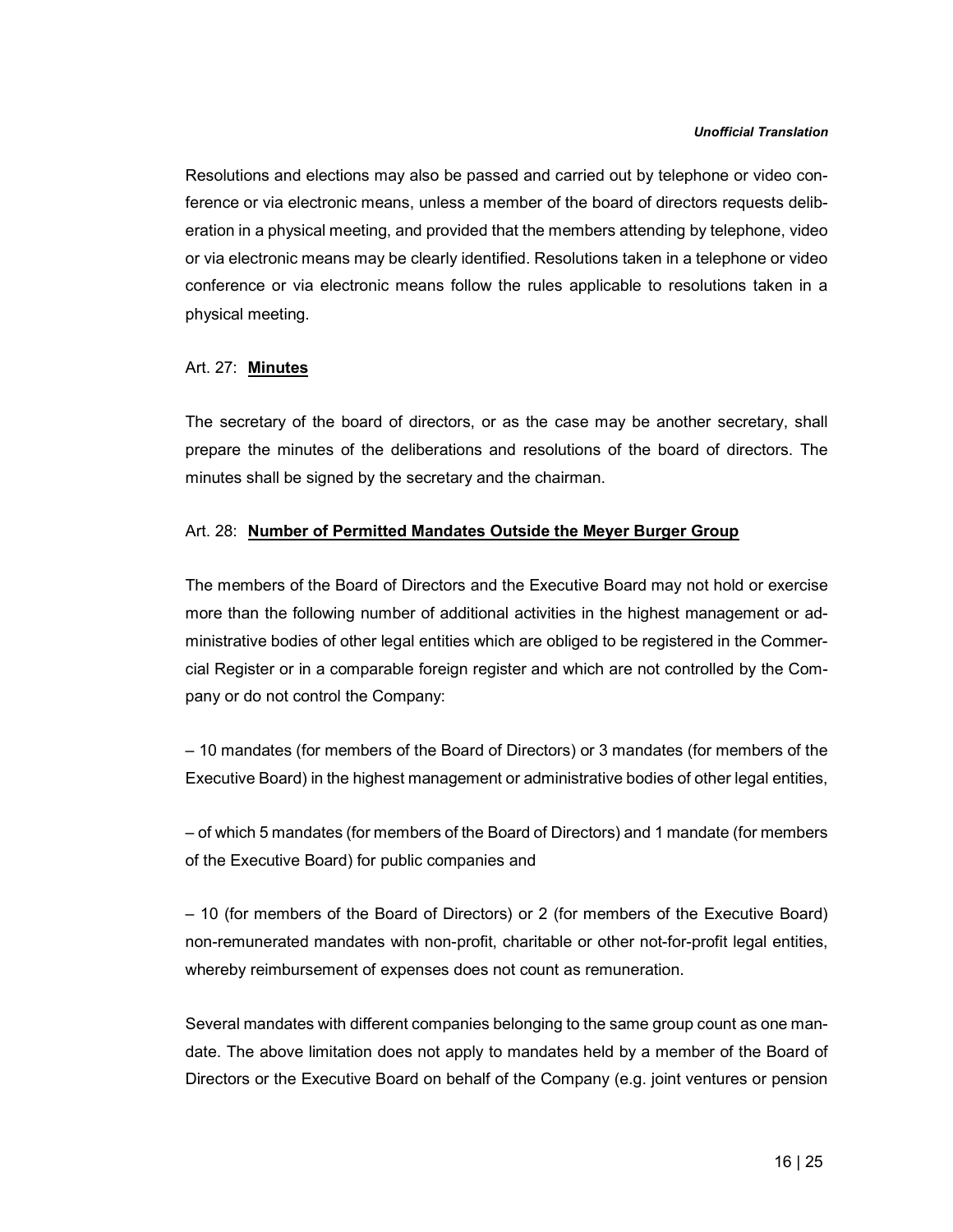Resolutions and elections may also be passed and carried out by telephone or video conference or via electronic means, unless a member of the board of directors requests deliberation in a physical meeting, and provided that the members attending by telephone, video or via electronic means may be clearly identified. Resolutions taken in a telephone or video conference or via electronic means follow the rules applicable to resolutions taken in a physical meeting.

Art. 27: **Minutes**

The secretary of the board of directors, or as the case may be another secretary, shall prepare the minutes of the deliberations and resolutions of the board of directors. The minutes shall be signed by the secretary and the chairman.

Art. 28: **Number of Permitted Mandates Outside the Meyer Burger Group**

The members of the Board of Directors and the Executive Board may not hold or exercise more than the following number of additional activities in the highest management or administrative bodies of other legal entities which are obliged to be registered in the Commercial Register or in a comparable foreign register and which are not controlled by the Company or do not control the Company:

– 10 mandates (for members of the Board of Directors) or 3 mandates (for members of the Executive Board) in the highest management or administrative bodies of other legal entities,

– of which 5 mandates (for members of the Board of Directors) and 1 mandate (for members of the Executive Board) for public companies and

– 10 (for members of the Board of Directors) or 2 (for members of the Executive Board) non-remunerated mandates with non-profit, charitable or other not-for-profit legal entities, whereby reimbursement of expenses does not count as remuneration.

Several mandates with different companies belonging to the same group count as one mandate. The above limitation does not apply to mandates held by a member of the Board of Directors or the Executive Board on behalf of the Company (e.g. joint ventures or pension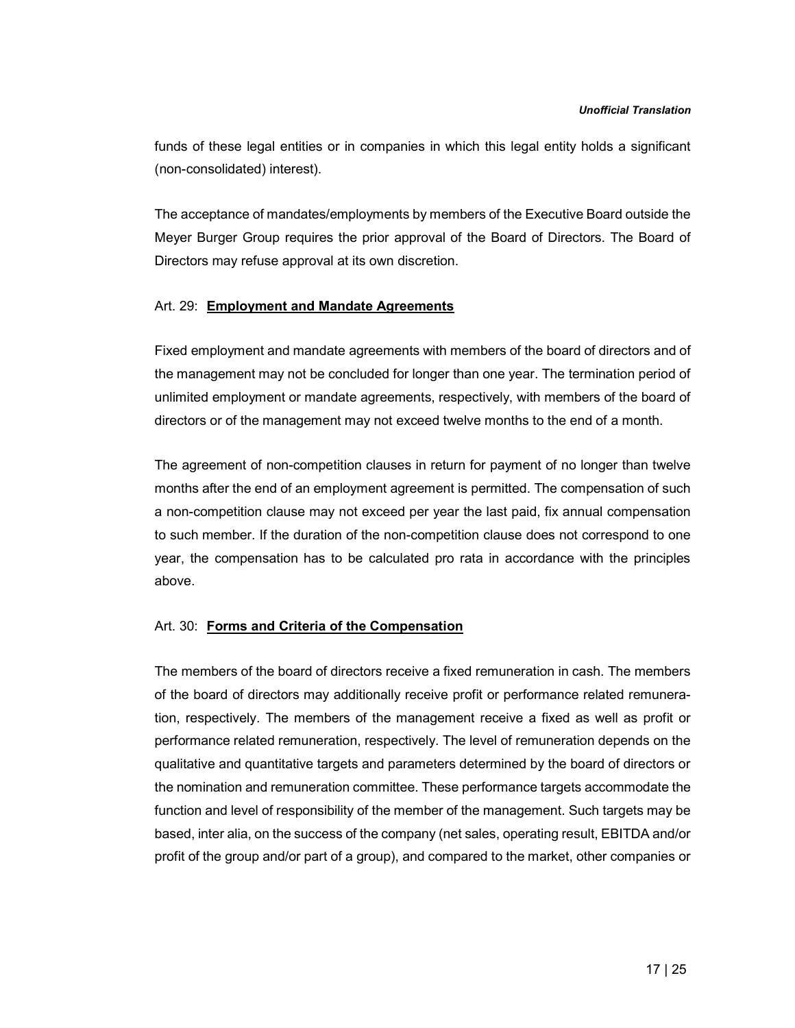funds of these legal entities or in companies in which this legal entity holds a significant (non-consolidated) interest).

The acceptance of mandates/employments by members of the Executive Board outside the Meyer Burger Group requires the prior approval of the Board of Directors. The Board of Directors may refuse approval at its own discretion.

### Art. 29: **Employment and Mandate Agreements**

Fixed employment and mandate agreements with members of the board of directors and of the management may not be concluded for longer than one year. The termination period of unlimited employment or mandate agreements, respectively, with members of the board of directors or of the management may not exceed twelve months to the end of a month.

The agreement of non-competition clauses in return for payment of no longer than twelve months after the end of an employment agreement is permitted. The compensation of such a non-competition clause may not exceed per year the last paid, fix annual compensation to such member. If the duration of the non-competition clause does not correspond to one year, the compensation has to be calculated pro rata in accordance with the principles above.

### Art. 30: **Forms and Criteria of the Compensation**

The members of the board of directors receive a fixed remuneration in cash. The members of the board of directors may additionally receive profit or performance related remuneration, respectively. The members of the management receive a fixed as well as profit or performance related remuneration, respectively. The level of remuneration depends on the qualitative and quantitative targets and parameters determined by the board of directors or the nomination and remuneration committee. These performance targets accommodate the function and level of responsibility of the member of the management. Such targets may be based, inter alia, on the success of the company (net sales, operating result, EBITDA and/or profit of the group and/or part of a group), and compared to the market, other companies or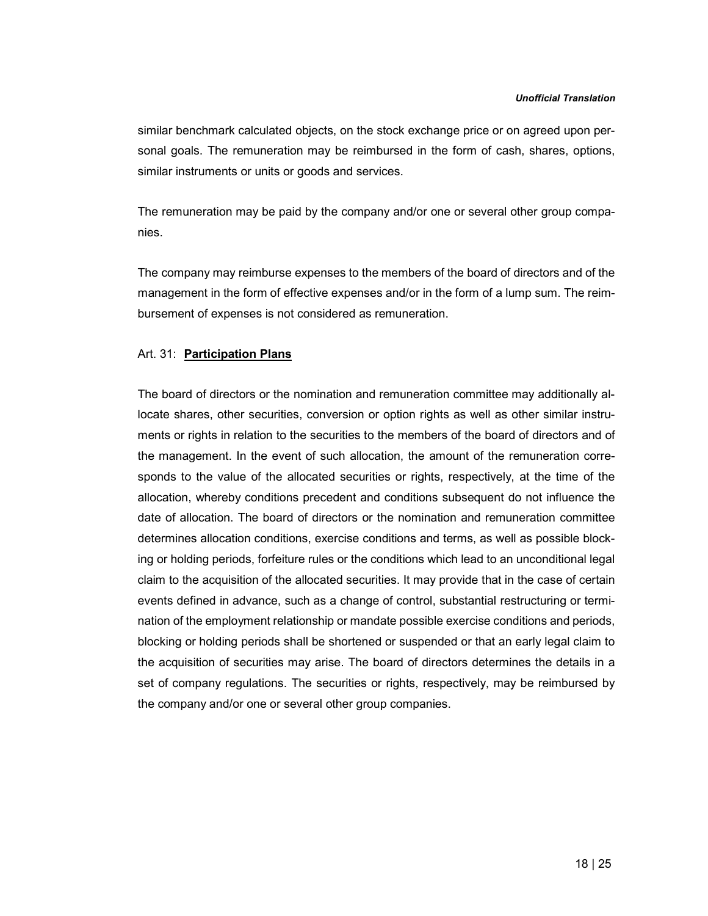similar benchmark calculated objects, on the stock exchange price or on agreed upon personal goals. The remuneration may be reimbursed in the form of cash, shares, options, similar instruments or units or goods and services.

The remuneration may be paid by the company and/or one or several other group companies.

The company may reimburse expenses to the members of the board of directors and of the management in the form of effective expenses and/or in the form of a lump sum. The reimbursement of expenses is not considered as remuneration.

Art. 31: **Participation Plans**

The board of directors or the nomination and remuneration committee may additionally allocate shares, other securities, conversion or option rights as well as other similar instruments or rights in relation to the securities to the members of the board of directors and of the management. In the event of such allocation, the amount of the remuneration corresponds to the value of the allocated securities or rights, respectively, at the time of the allocation, whereby conditions precedent and conditions subsequent do not influence the date of allocation. The board of directors or the nomination and remuneration committee determines allocation conditions, exercise conditions and terms, as well as possible blocking or holding periods, forfeiture rules or the conditions which lead to an unconditional legal claim to the acquisition of the allocated securities. It may provide that in the case of certain events defined in advance, such as a change of control, substantial restructuring or termination of the employment relationship or mandate possible exercise conditions and periods, blocking or holding periods shall be shortened or suspended or that an early legal claim to the acquisition of securities may arise. The board of directors determines the details in a set of company regulations. The securities or rights, respectively, may be reimbursed by the company and/or one or several other group companies.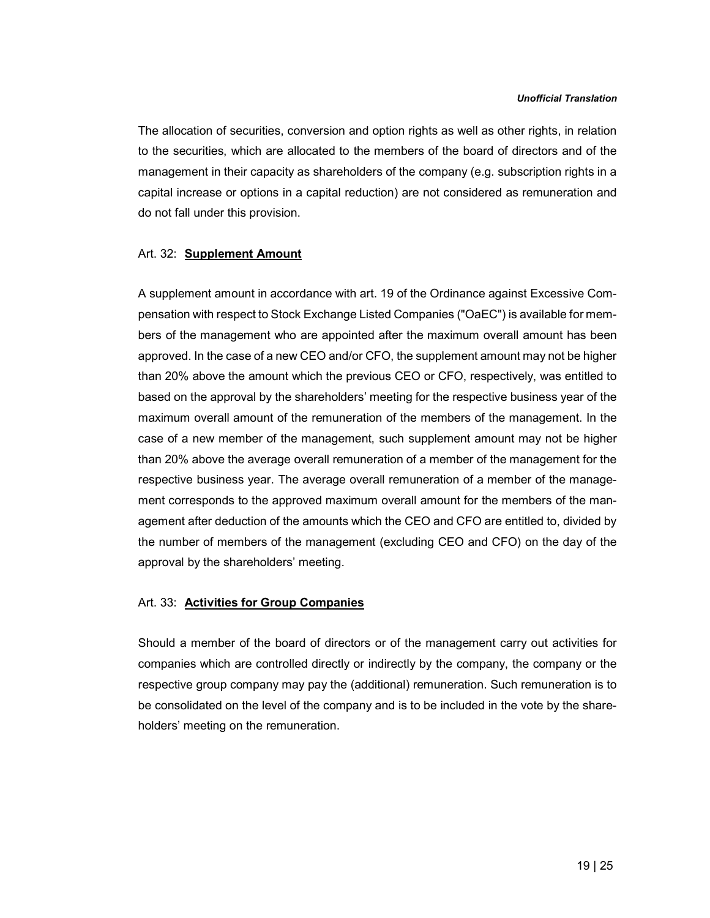The allocation of securities, conversion and option rights as well as other rights, in relation to the securities, which are allocated to the members of the board of directors and of the management in their capacity as shareholders of the company (e.g. subscription rights in a capital increase or options in a capital reduction) are not considered as remuneration and do not fall under this provision.

### Art. 32: **Supplement Amount**

A supplement amount in accordance with art. 19 of the Ordinance against Excessive Compensation with respect to Stock Exchange Listed Companies ("OaEC") is available for members of the management who are appointed after the maximum overall amount has been approved. In the case of a new CEO and/or CFO, the supplement amount may not be higher than 20% above the amount which the previous CEO or CFO, respectively, was entitled to based on the approval by the shareholders' meeting for the respective business year of the maximum overall amount of the remuneration of the members of the management. In the case of a new member of the management, such supplement amount may not be higher than 20% above the average overall remuneration of a member of the management for the respective business year. The average overall remuneration of a member of the management corresponds to the approved maximum overall amount for the members of the management after deduction of the amounts which the CEO and CFO are entitled to, divided by the number of members of the management (excluding CEO and CFO) on the day of the approval by the shareholders' meeting.

### Art. 33: **Activities for Group Companies**

Should a member of the board of directors or of the management carry out activities for companies which are controlled directly or indirectly by the company, the company or the respective group company may pay the (additional) remuneration. Such remuneration is to be consolidated on the level of the company and is to be included in the vote by the shareholders' meeting on the remuneration.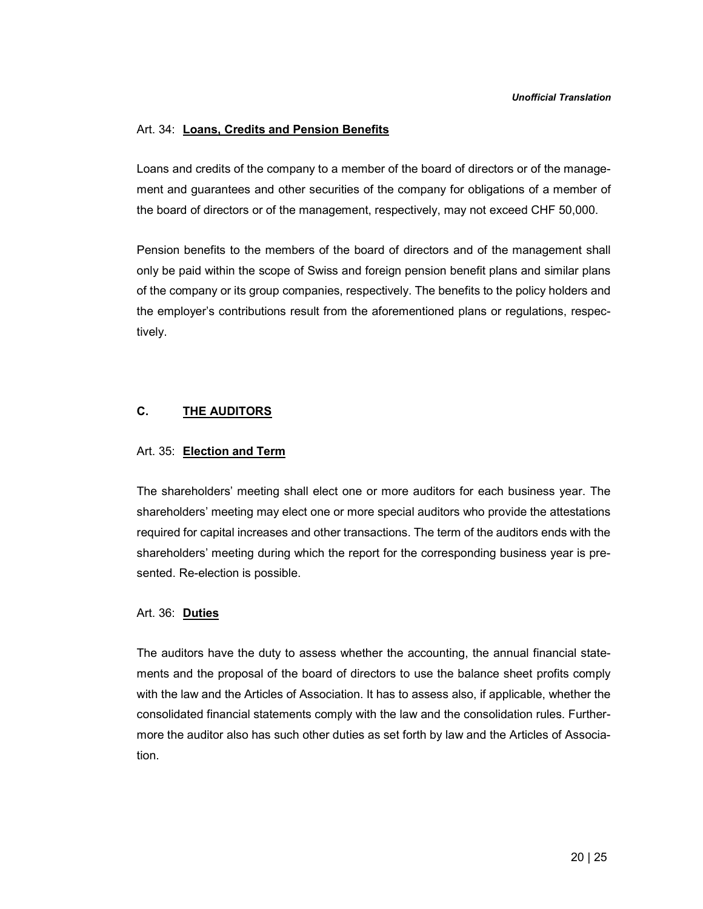### Art. 34: **Loans, Credits and Pension Benefits**

Loans and credits of the company to a member of the board of directors or of the management and guarantees and other securities of the company for obligations of a member of the board of directors or of the management, respectively, may not exceed CHF 50,000.

Pension benefits to the members of the board of directors and of the management shall only be paid within the scope of Swiss and foreign pension benefit plans and similar plans of the company or its group companies, respectively. The benefits to the policy holders and the employer's contributions result from the aforementioned plans or regulations, respectively.

## C. THE AUDITORS

### Art. 35: **Election and Term**

The shareholders' meeting shall elect one or more auditors for each business year. The shareholders' meeting may elect one or more special auditors who provide the attestations required for capital increases and other transactions. The term of the auditors ends with the shareholders' meeting during which the report for the corresponding business year is presented. Re-election is possible.

### Art. 36: **Duties**

The auditors have the duty to assess whether the accounting, the annual financial statements and the proposal of the board of directors to use the balance sheet profits comply with the law and the Articles of Association. It has to assess also, if applicable, whether the consolidated financial statements comply with the law and the consolidation rules. Furthermore the auditor also has such other duties as set forth by law and the Articles of Association.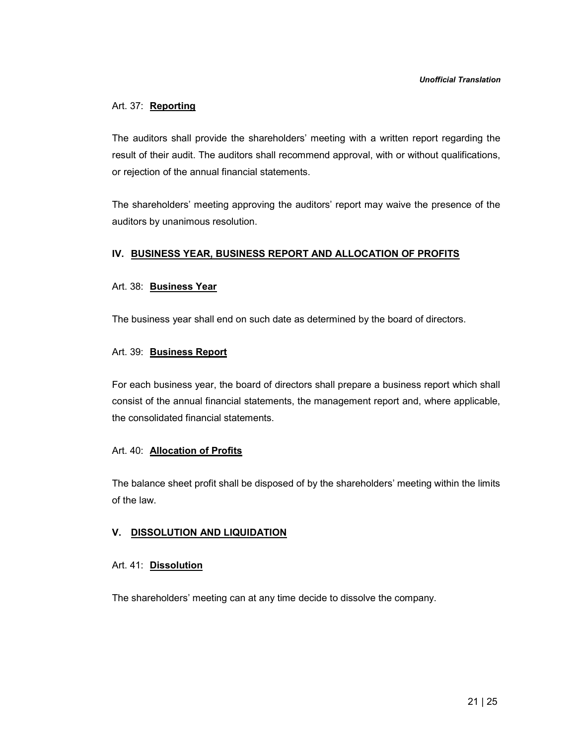Art. 37: **Reporting**

The auditors shall provide the shareholders' meeting with a written report regarding the result of their audit. The auditors shall recommend approval, with or without qualifications, or rejection of the annual financial statements.

The shareholders' meeting approving the auditors' report may waive the presence of the auditors by unanimous resolution.

## IV. BUSINESS YEAR, BUSINESS REPORT AND ALLOCATION OF PROFITS

Art. 38: **Business Year**

The business year shall end on such date as determined by the board of directors.

Art. 39: **Business Report**

For each business year, the board of directors shall prepare a business report which shall consist of the annual financial statements, the management report and, where applicable, the consolidated financial statements.

Art. 40: **Allocation of Profits**

The balance sheet profit shall be disposed of by the shareholders' meeting within the limits of the law.

## V. DISSOLUTION AND LIQUIDATION

Art. 41: **Dissolution**

The shareholders' meeting can at any time decide to dissolve the company.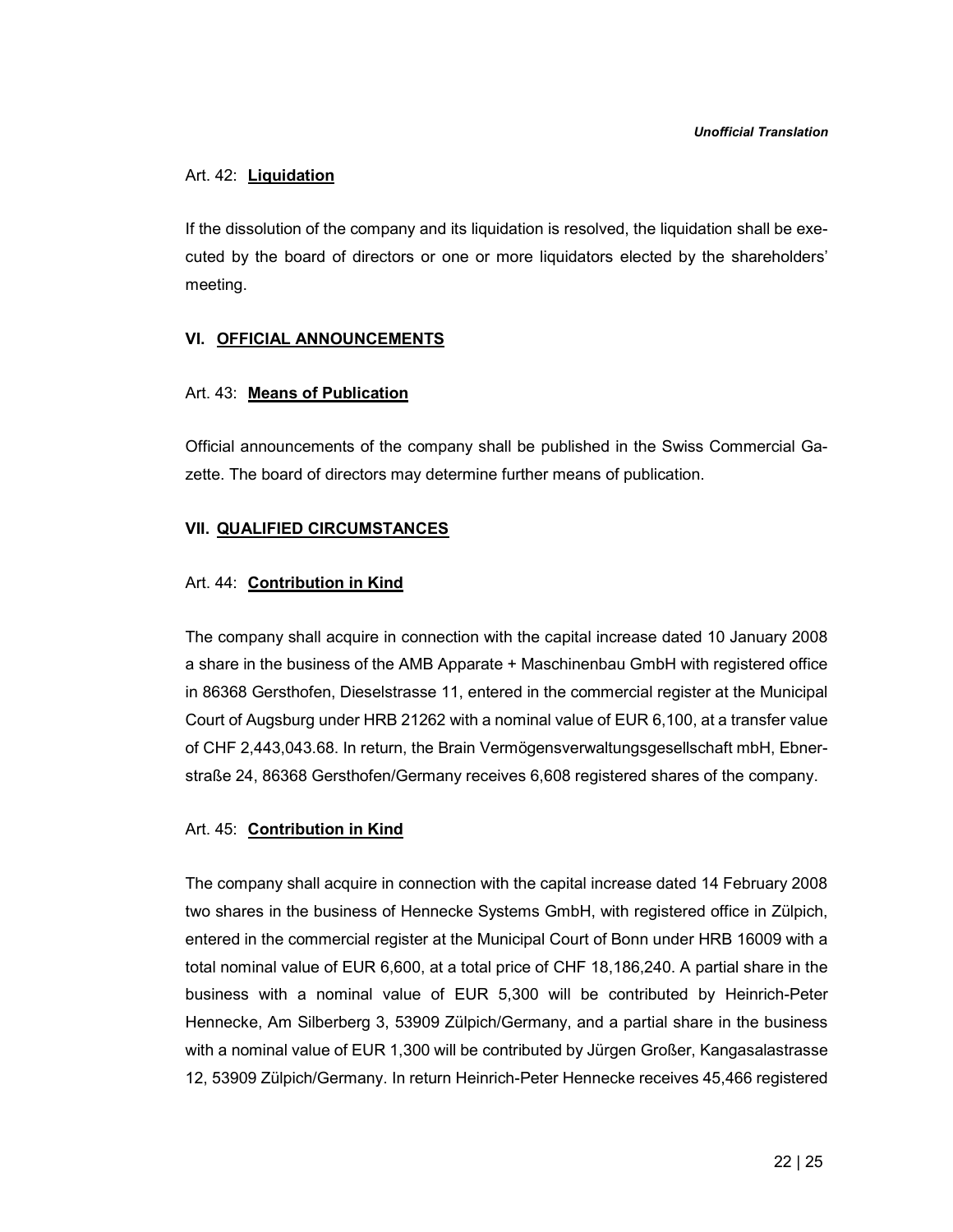Art. 42: **Liquidation**

If the dissolution of the company and its liquidation is resolved, the liquidation shall be executed by the board of directors or one or more liquidators elected by the shareholders' meeting.

## VI. OFFICIAL ANNOUNCEMENTS

Art. 43: **Means of Publication**

Official announcements of the company shall be published in the Swiss Commercial Gazette. The board of directors may determine further means of publication.

## VII. QUALIFIED CIRCUMSTANCES

Art. 44: **Contribution in Kind**

The company shall acquire in connection with the capital increase dated 10 January 2008 a share in the business of the AMB Apparate + Maschinenbau GmbH with registered office in 86368 Gersthofen, Dieselstrasse 11, entered in the commercial register at the Municipal Court of Augsburg under HRB 21262 with a nominal value of EUR 6,100, at a transfer value of CHF 2,443,043.68. In return, the Brain Vermögensverwaltungsgesellschaft mbH, Ebnerstraße 24, 86368 Gersthofen/Germany receives 6,608 registered shares of the company.

Art. 45: **Contribution in Kind**

The company shall acquire in connection with the capital increase dated 14 February 2008 two shares in the business of Hennecke Systems GmbH, with registered office in Zülpich, entered in the commercial register at the Municipal Court of Bonn under HRB 16009 with a total nominal value of EUR 6,600, at a total price of CHF 18,186,240. A partial share in the business with a nominal value of EUR 5,300 will be contributed by Heinrich-Peter Hennecke, Am Silberberg 3, 53909 Zülpich/Germany, and a partial share in the business with a nominal value of EUR 1,300 will be contributed by Jürgen Großer, Kangasalastrasse 12, 53909 Zülpich/Germany. In return Heinrich-Peter Hennecke receives 45,466 registered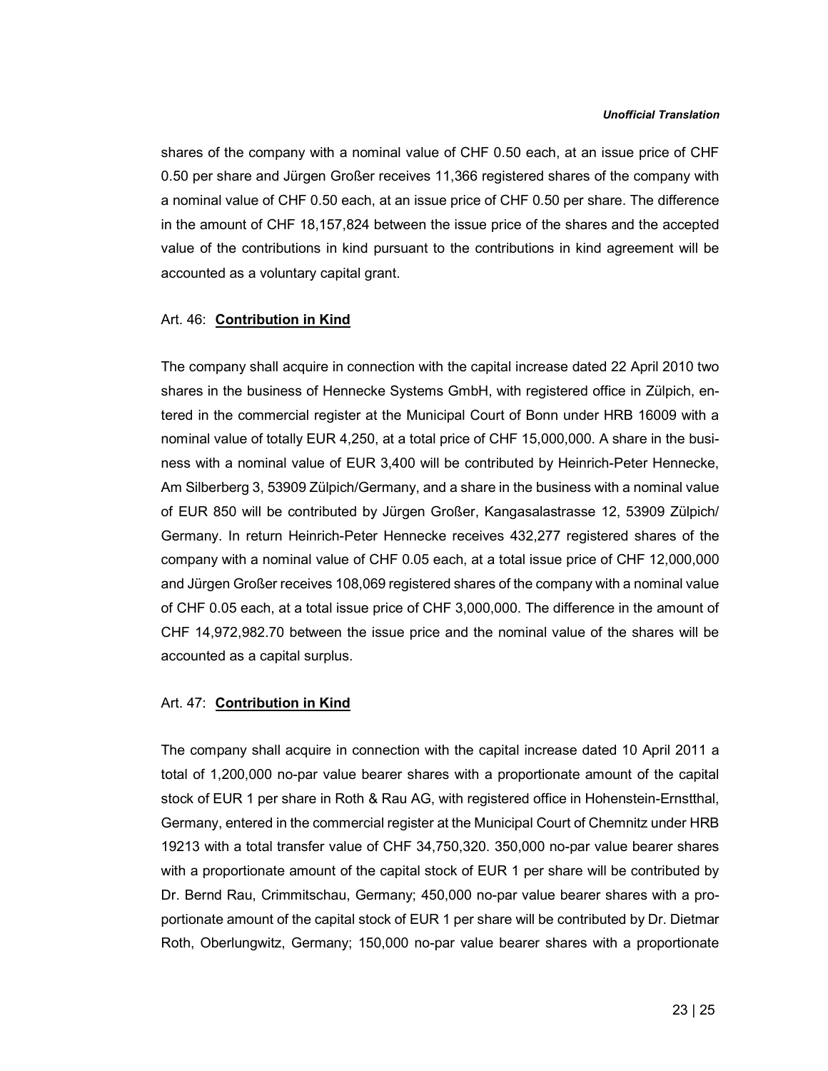shares of the company with a nominal value of CHF 0.50 each, at an issue price of CHF 0.50 per share and Jürgen Großer receives 11,366 registered shares of the company with a nominal value of CHF 0.50 each, at an issue price of CHF 0.50 per share. The difference in the amount of CHF 18,157,824 between the issue price of the shares and the accepted value of the contributions in kind pursuant to the contributions in kind agreement will be accounted as a voluntary capital grant.

Art. 46: **Contribution in Kind**

The company shall acquire in connection with the capital increase dated 22 April 2010 two shares in the business of Hennecke Systems GmbH, with registered office in Zülpich, entered in the commercial register at the Municipal Court of Bonn under HRB 16009 with a nominal value of totally EUR 4,250, at a total price of CHF 15,000,000. A share in the business with a nominal value of EUR 3,400 will be contributed by Heinrich-Peter Hennecke, Am Silberberg 3, 53909 Zülpich/Germany, and a share in the business with a nominal value of EUR 850 will be contributed by Jürgen Großer, Kangasalastrasse 12, 53909 Zülpich/ Germany. In return Heinrich-Peter Hennecke receives 432,277 registered shares of the company with a nominal value of CHF 0.05 each, at a total issue price of CHF 12,000,000 and Jürgen Großer receives 108,069 registered shares of the company with a nominal value of CHF 0.05 each, at a total issue price of CHF 3,000,000. The difference in the amount of CHF 14,972,982.70 between the issue price and the nominal value of the shares will be accounted as a capital surplus.

Art. 47: **Contribution in Kind**

The company shall acquire in connection with the capital increase dated 10 April 2011 a total of 1,200,000 no-par value bearer shares with a proportionate amount of the capital stock of EUR 1 per share in Roth & Rau AG, with registered office in Hohenstein-Ernstthal, Germany, entered in the commercial register at the Municipal Court of Chemnitz under HRB 19213 with a total transfer value of CHF 34,750,320. 350,000 no-par value bearer shares with a proportionate amount of the capital stock of EUR 1 per share will be contributed by Dr. Bernd Rau, Crimmitschau, Germany; 450,000 no-par value bearer shares with a proportionate amount of the capital stock of EUR 1 per share will be contributed by Dr. Dietmar Roth, Oberlungwitz, Germany; 150,000 no-par value bearer shares with a proportionate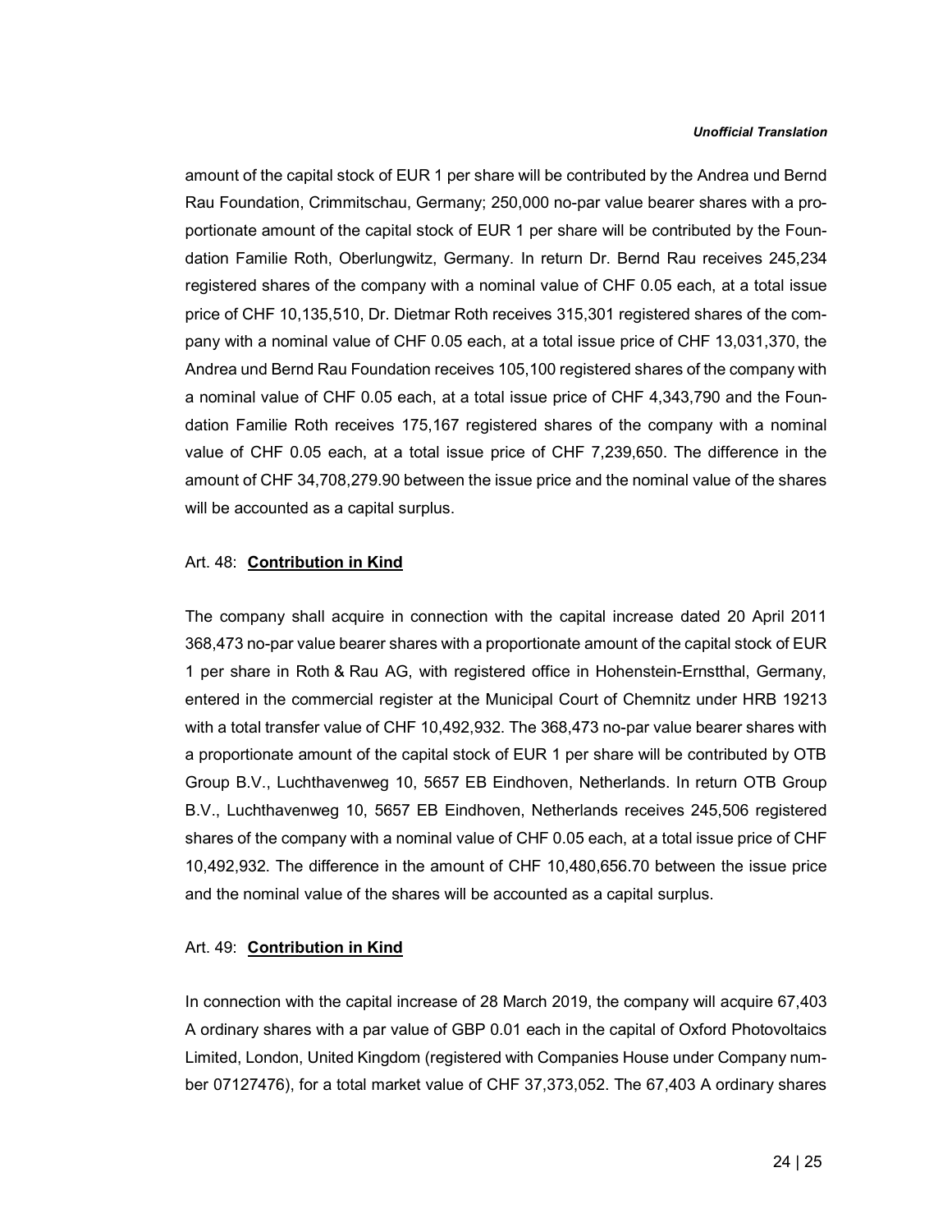amount of the capital stock of EUR 1 per share will be contributed by the Andrea und Bernd Rau Foundation, Crimmitschau, Germany; 250,000 no-par value bearer shares with a proportionate amount of the capital stock of EUR 1 per share will be contributed by the Foundation Familie Roth, Oberlungwitz, Germany. In return Dr. Bernd Rau receives 245,234 registered shares of the company with a nominal value of CHF 0.05 each, at a total issue price of CHF 10,135,510, Dr. Dietmar Roth receives 315,301 registered shares of the company with a nominal value of CHF 0.05 each, at a total issue price of CHF 13,031,370, the Andrea und Bernd Rau Foundation receives 105,100 registered shares of the company with a nominal value of CHF 0.05 each, at a total issue price of CHF 4,343,790 and the Foundation Familie Roth receives 175,167 registered shares of the company with a nominal value of CHF 0.05 each, at a total issue price of CHF 7,239,650. The difference in the amount of CHF 34,708,279.90 between the issue price and the nominal value of the shares will be accounted as a capital surplus.

Art. 48: **Contribution in Kind**

The company shall acquire in connection with the capital increase dated 20 April 2011 368,473 no-par value bearer shares with a proportionate amount of the capital stock of EUR 1 per share in Roth & Rau AG, with registered office in Hohenstein-Ernstthal, Germany, entered in the commercial register at the Municipal Court of Chemnitz under HRB 19213 with a total transfer value of CHF 10,492,932. The 368,473 no-par value bearer shares with a proportionate amount of the capital stock of EUR 1 per share will be contributed by OTB Group B.V., Luchthavenweg 10, 5657 EB Eindhoven, Netherlands. In return OTB Group B.V., Luchthavenweg 10, 5657 EB Eindhoven, Netherlands receives 245,506 registered shares of the company with a nominal value of CHF 0.05 each, at a total issue price of CHF 10,492,932. The difference in the amount of CHF 10,480,656.70 between the issue price and the nominal value of the shares will be accounted as a capital surplus.

Art. 49: **Contribution in Kind**

In connection with the capital increase of 28 March 2019, the company will acquire 67,403 A ordinary shares with a par value of GBP 0.01 each in the capital of Oxford Photovoltaics Limited, London, United Kingdom (registered with Companies House under Company number 07127476), for a total market value of CHF 37,373,052. The 67,403 A ordinary shares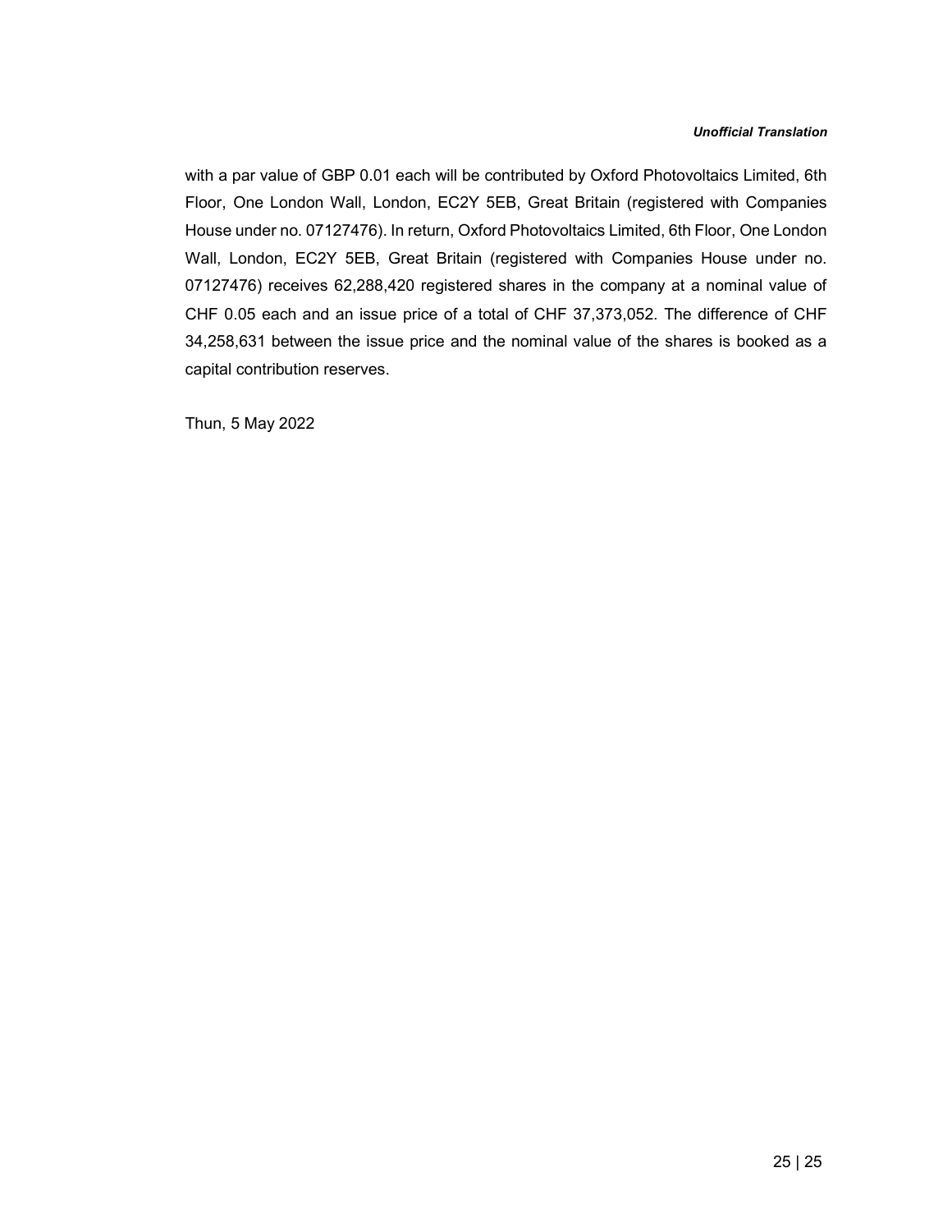with a par value of GBP 0.01 each will be contributed by Oxford Photovoltaics Limited, 6th Floor, One London Wall, London, EC2Y 5EB, Great Britain (registered with Companies House under no. 07127476). In return, Oxford Photovoltaics Limited, 6th Floor, One London Wall, London, EC2Y 5EB, Great Britain (registered with Companies House under no. 07127476) receives 62,288,420 registered shares in the company at a nominal value of CHF 0.05 each and an issue price of a total of CHF 37,373,052. The difference of CHF 34,258,631 between the issue price and the nominal value of the shares is booked as a capital contribution reserves.

Thun, 5 May 2022